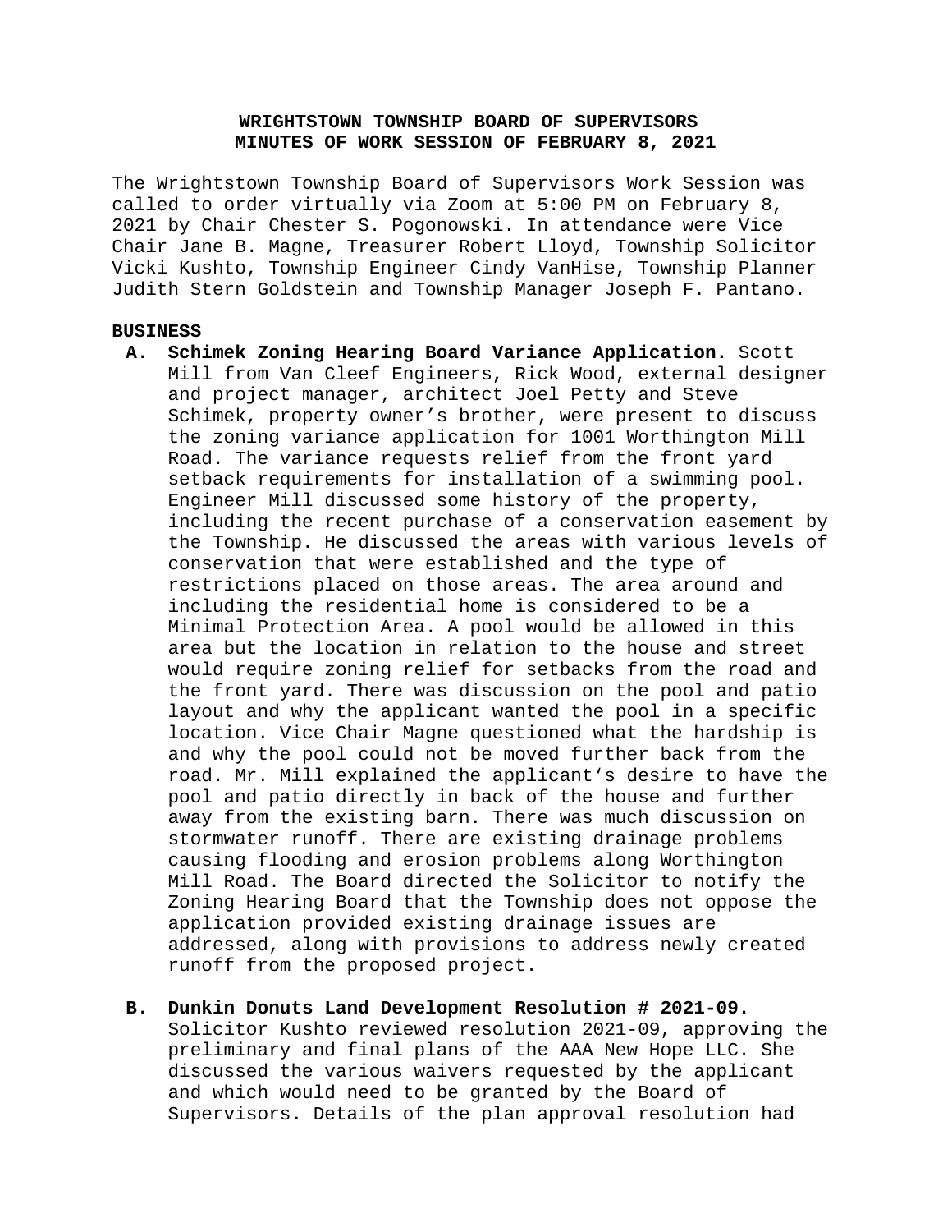**WRIGHTSTOWN TOWNSHIP BOARD OF SUPERVISORS**
**MINUTES OF WORK SESSION OF FEBRUARY 8, 2021**

The Wrightstown Township Board of Supervisors Work Session was called to order virtually via Zoom at 5:00 PM on February 8, 2021 by Chair Chester S. Pogonowski. In attendance were Vice Chair Jane B. Magne, Treasurer Robert Lloyd, Township Solicitor Vicki Kushto, Township Engineer Cindy VanHise, Township Planner Judith Stern Goldstein and Township Manager Joseph F. Pantano.

**BUSINESS**

**A. Schimek Zoning Hearing Board Variance Application.** Scott Mill from Van Cleef Engineers, Rick Wood, external designer and project manager, architect Joel Petty and Steve Schimek, property owner's brother, were present to discuss the zoning variance application for 1001 Worthington Mill Road. The variance requests relief from the front yard setback requirements for installation of a swimming pool. Engineer Mill discussed some history of the property, including the recent purchase of a conservation easement by the Township. He discussed the areas with various levels of conservation that were established and the type of restrictions placed on those areas. The area around and including the residential home is considered to be a Minimal Protection Area. A pool would be allowed in this area but the location in relation to the house and street would require zoning relief for setbacks from the road and the front yard. There was discussion on the pool and patio layout and why the applicant wanted the pool in a specific location. Vice Chair Magne questioned what the hardship is and why the pool could not be moved further back from the road. Mr. Mill explained the applicant's desire to have the pool and patio directly in back of the house and further away from the existing barn. There was much discussion on stormwater runoff. There are existing drainage problems causing flooding and erosion problems along Worthington Mill Road. The Board directed the Solicitor to notify the Zoning Hearing Board that the Township does not oppose the application provided existing drainage issues are addressed, along with provisions to address newly created runoff from the proposed project.

**B. Dunkin Donuts Land Development Resolution # 2021-09.** Solicitor Kushto reviewed resolution 2021-09, approving the preliminary and final plans of the AAA New Hope LLC. She discussed the various waivers requested by the applicant and which would need to be granted by the Board of Supervisors. Details of the plan approval resolution had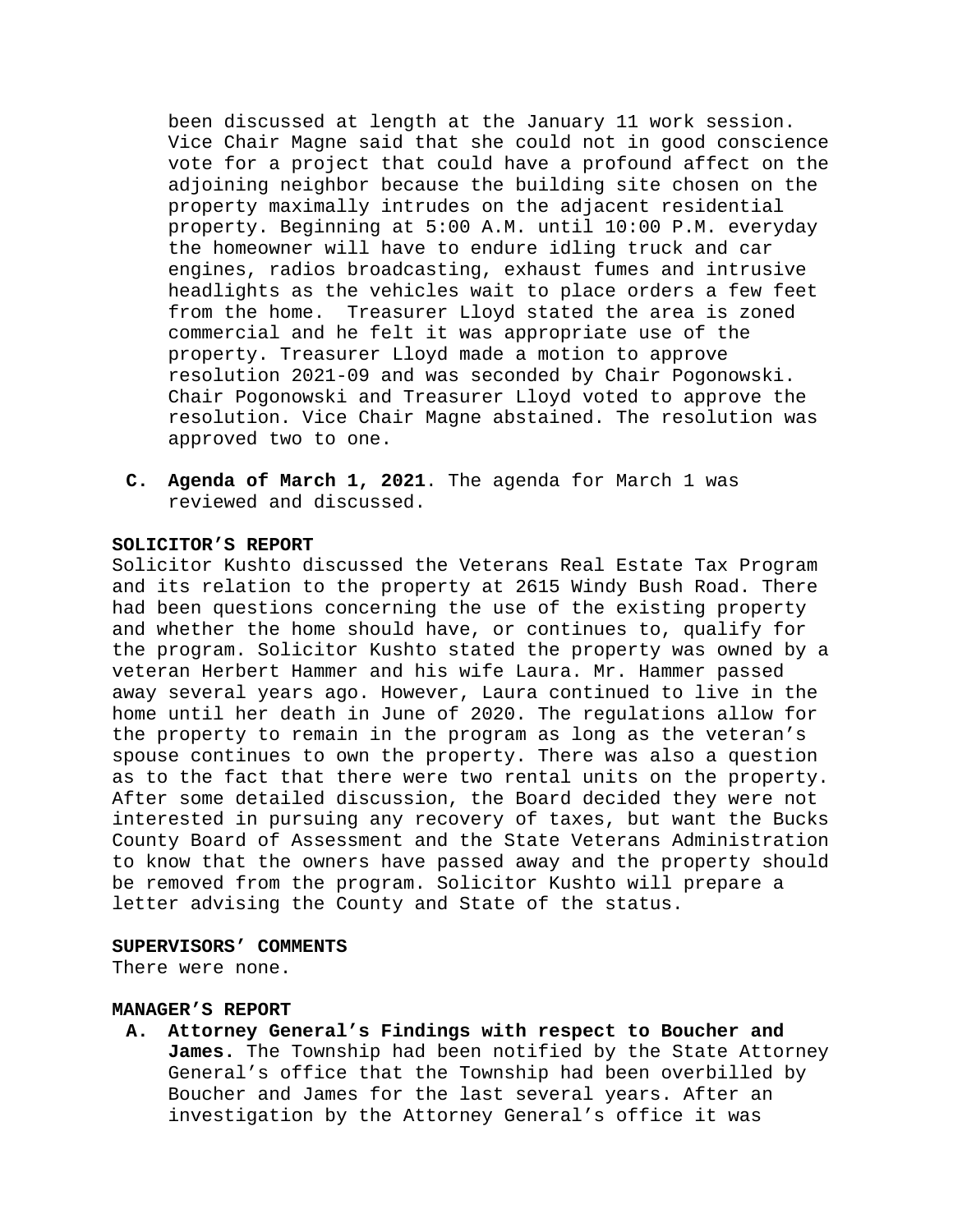been discussed at length at the January 11 work session. Vice Chair Magne said that she could not in good conscience vote for a project that could have a profound affect on the adjoining neighbor because the building site chosen on the property maximally intrudes on the adjacent residential property. Beginning at 5:00 A.M. until 10:00 P.M. everyday the homeowner will have to endure idling truck and car engines, radios broadcasting, exhaust fumes and intrusive headlights as the vehicles wait to place orders a few feet from the home. Treasurer Lloyd stated the area is zoned commercial and he felt it was appropriate use of the property. Treasurer Lloyd made a motion to approve resolution 2021-09 and was seconded by Chair Pogonowski. Chair Pogonowski and Treasurer Lloyd voted to approve the resolution. Vice Chair Magne abstained. The resolution was approved two to one.

C. **Agenda of March 1, 2021**. The agenda for March 1 was reviewed and discussed.

**SOLICITOR'S REPORT**

Solicitor Kushto discussed the Veterans Real Estate Tax Program and its relation to the property at 2615 Windy Bush Road. There had been questions concerning the use of the existing property and whether the home should have, or continues to, qualify for the program. Solicitor Kushto stated the property was owned by a veteran Herbert Hammer and his wife Laura. Mr. Hammer passed away several years ago. However, Laura continued to live in the home until her death in June of 2020. The regulations allow for the property to remain in the program as long as the veteran's spouse continues to own the property. There was also a question as to the fact that there were two rental units on the property. After some detailed discussion, the Board decided they were not interested in pursuing any recovery of taxes, but want the Bucks County Board of Assessment and the State Veterans Administration to know that the owners have passed away and the property should be removed from the program. Solicitor Kushto will prepare a letter advising the County and State of the status.

**SUPERVISORS' COMMENTS**

There were none.

**MANAGER'S REPORT**

A. **Attorney General's Findings with respect to Boucher and James.** The Township had been notified by the State Attorney General's office that the Township had been overbilled by Boucher and James for the last several years. After an investigation by the Attorney General's office it was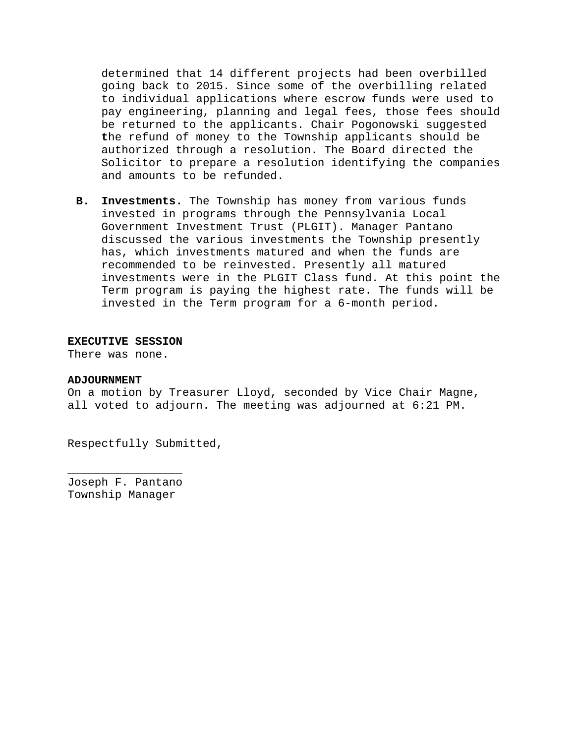determined that 14 different projects had been overbilled going back to 2015. Since some of the overbilling related to individual applications where escrow funds were used to pay engineering, planning and legal fees, those fees should be returned to the applicants. Chair Pogonowski suggested the refund of money to the Township applicants should be authorized through a resolution. The Board directed the Solicitor to prepare a resolution identifying the companies and amounts to be refunded.

**B. Investments.** The Township has money from various funds invested in programs through the Pennsylvania Local Government Investment Trust (PLGIT). Manager Pantano discussed the various investments the Township presently has, which investments matured and when the funds are recommended to be reinvested. Presently all matured investments were in the PLGIT Class fund. At this point the Term program is paying the highest rate. The funds will be invested in the Term program for a 6-month period.

**EXECUTIVE SESSION**
There was none.

**ADJOURNMENT**
On a motion by Treasurer Lloyd, seconded by Vice Chair Magne, all voted to adjourn. The meeting was adjourned at 6:21 PM.

Respectfully Submitted,

_________________
Joseph F. Pantano
Township Manager